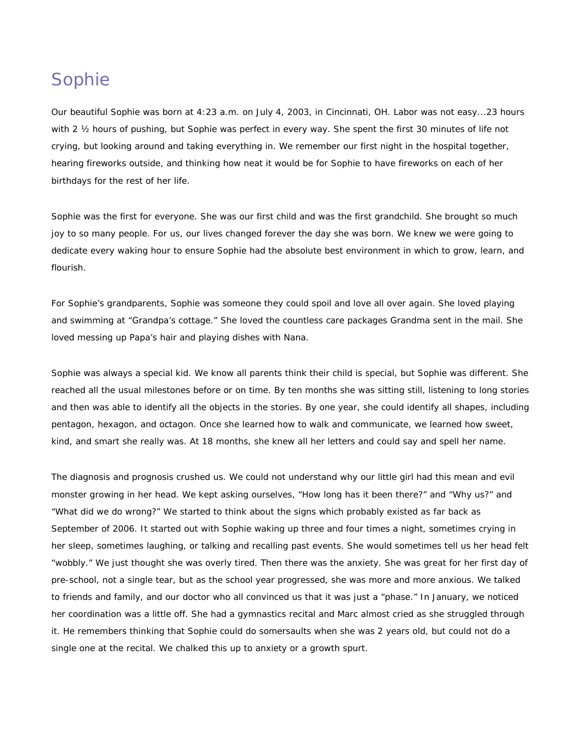# Sophie

Our beautiful Sophie was born at 4:23 a.m. on July 4, 2003, in Cincinnati, OH. Labor was not easy...23 hours with 2 ½ hours of pushing, but Sophie was perfect in every way. She spent the first 30 minutes of life not crying, but looking around and taking everything in. We remember our first night in the hospital together, hearing fireworks outside, and thinking how neat it would be for Sophie to have fireworks on each of her birthdays for the rest of her life.

Sophie was the first for everyone. She was our first child and was the first grandchild. She brought so much joy to so many people. For us, our lives changed forever the day she was born. We knew we were going to dedicate every waking hour to ensure Sophie had the absolute best environment in which to grow, learn, and flourish.

For Sophie's grandparents, Sophie was someone they could spoil and love all over again. She loved playing and swimming at "Grandpa's cottage." She loved the countless care packages Grandma sent in the mail. She loved messing up Papa's hair and playing dishes with Nana.

Sophie was always a special kid. We know all parents think their child is special, but Sophie was different. She reached all the usual milestones before or on time. By ten months she was sitting still, listening to long stories and then was able to identify all the objects in the stories. By one year, she could identify all shapes, including pentagon, hexagon, and octagon. Once she learned how to walk and communicate, we learned how sweet, kind, and smart she really was. At 18 months, she knew all her letters and could say and spell her name.

The diagnosis and prognosis crushed us. We could not understand why our little girl had this mean and evil monster growing in her head. We kept asking ourselves, "How long has it been there?" and "Why us?" and "What did we do wrong?" We started to think about the signs which probably existed as far back as September of 2006. It started out with Sophie waking up three and four times a night, sometimes crying in her sleep, sometimes laughing, or talking and recalling past events. She would sometimes tell us her head felt "wobbly." We just thought she was overly tired. Then there was the anxiety. She was great for her first day of pre-school, not a single tear, but as the school year progressed, she was more and more anxious. We talked to friends and family, and our doctor who all convinced us that it was just a "phase." In January, we noticed her coordination was a little off. She had a gymnastics recital and Marc almost cried as she struggled through it. He remembers thinking that Sophie could do somersaults when she was 2 years old, but could not do a single one at the recital. We chalked this up to anxiety or a growth spurt.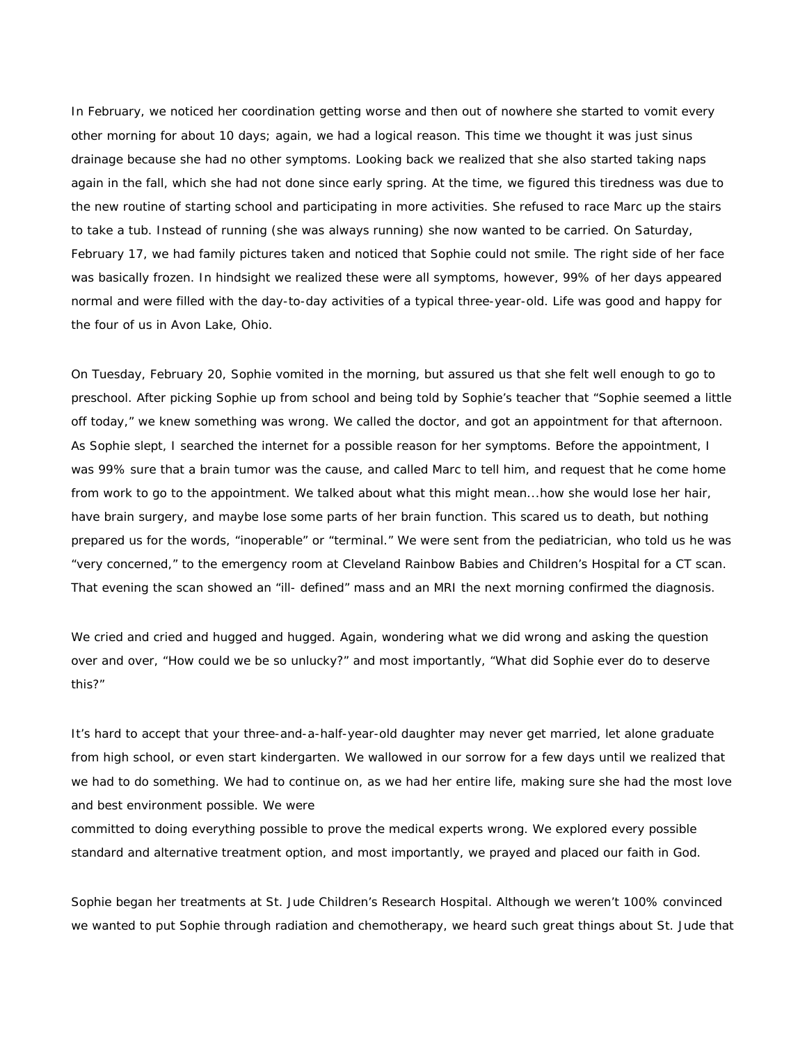In February, we noticed her coordination getting worse and then out of nowhere she started to vomit every other morning for about 10 days; again, we had a logical reason. This time we thought it was just sinus drainage because she had no other symptoms. Looking back we realized that she also started taking naps again in the fall, which she had not done since early spring. At the time, we figured this tiredness was due to the new routine of starting school and participating in more activities. She refused to race Marc up the stairs to take a tub. Instead of running (she was always running) she now wanted to be carried. On Saturday, February 17, we had family pictures taken and noticed that Sophie could not smile. The right side of her face was basically frozen. In hindsight we realized these were all symptoms, however, 99% of her days appeared normal and were filled with the day-to-day activities of a typical three-year-old. Life was good and happy for the four of us in Avon Lake, Ohio.

On Tuesday, February 20, Sophie vomited in the morning, but assured us that she felt well enough to go to preschool. After picking Sophie up from school and being told by Sophie's teacher that "Sophie seemed a little off today," we knew something was wrong. We called the doctor, and got an appointment for that afternoon. As Sophie slept, I searched the internet for a possible reason for her symptoms. Before the appointment, I was 99% sure that a brain tumor was the cause, and called Marc to tell him, and request that he come home from work to go to the appointment. We talked about what this might mean...how she would lose her hair, have brain surgery, and maybe lose some parts of her brain function. This scared us to death, but nothing prepared us for the words, "inoperable" or "terminal." We were sent from the pediatrician, who told us he was "very concerned," to the emergency room at Cleveland Rainbow Babies and Children's Hospital for a CT scan. That evening the scan showed an "ill- defined" mass and an MRI the next morning confirmed the diagnosis.

We cried and cried and hugged and hugged. Again, wondering what we did wrong and asking the question over and over, "How could we be so unlucky?" and most importantly, "What did Sophie ever do to deserve this?"

It's hard to accept that your three-and-a-half-year-old daughter may never get married, let alone graduate from high school, or even start kindergarten. We wallowed in our sorrow for a few days until we realized that we had to do something. We had to continue on, as we had her entire life, making sure she had the most love and best environment possible. We were committed to doing everything possible to prove the medical experts wrong. We explored every possible standard and alternative treatment option, and most importantly, we prayed and placed our faith in God.

Sophie began her treatments at St. Jude Children's Research Hospital. Although we weren't 100% convinced we wanted to put Sophie through radiation and chemotherapy, we heard such great things about St. Jude that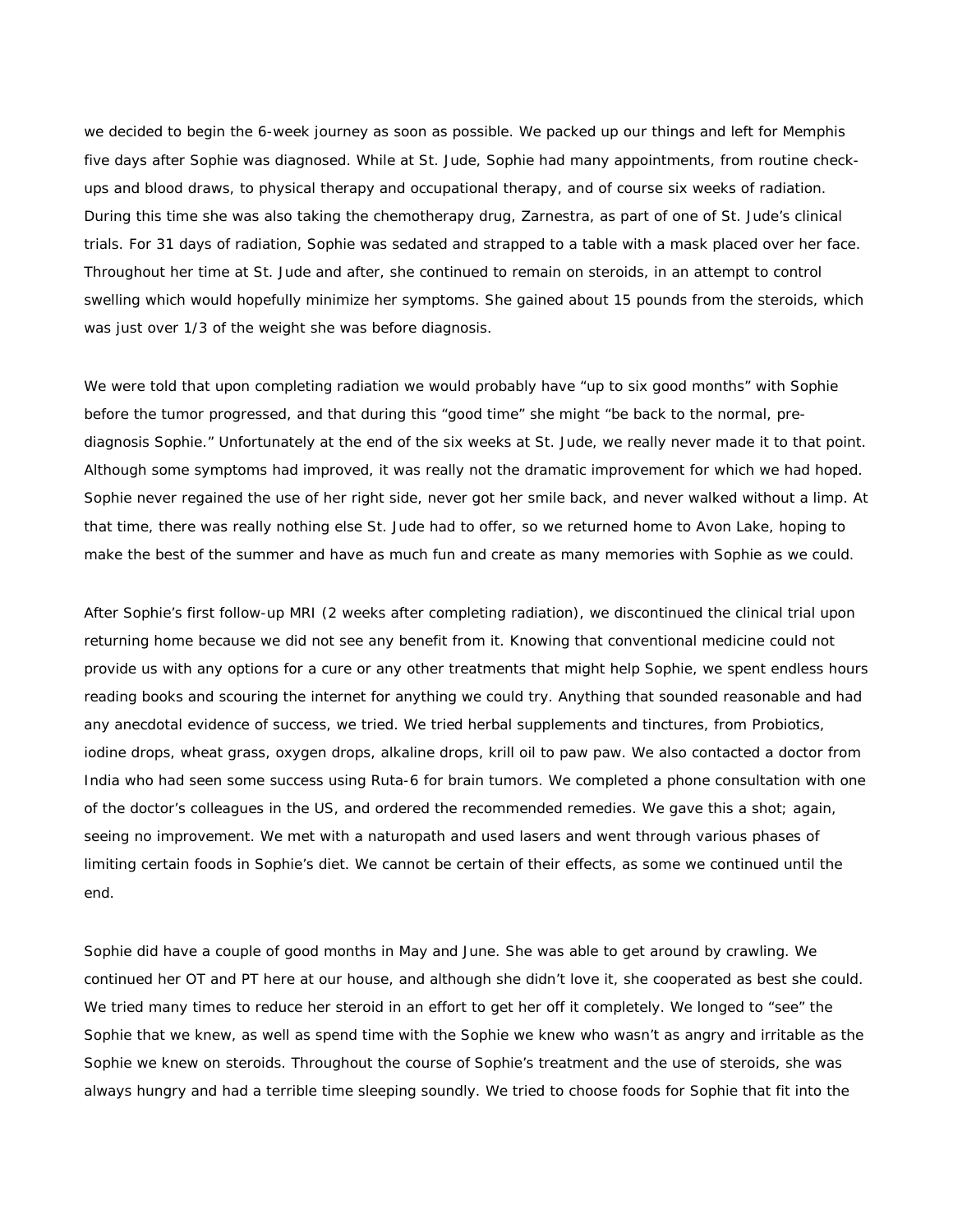we decided to begin the 6-week journey as soon as possible. We packed up our things and left for Memphis five days after Sophie was diagnosed. While at St. Jude, Sophie had many appointments, from routine check-ups and blood draws, to physical therapy and occupational therapy, and of course six weeks of radiation. During this time she was also taking the chemotherapy drug, Zarnestra, as part of one of St. Jude's clinical trials. For 31 days of radiation, Sophie was sedated and strapped to a table with a mask placed over her face. Throughout her time at St. Jude and after, she continued to remain on steroids, in an attempt to control swelling which would hopefully minimize her symptoms. She gained about 15 pounds from the steroids, which was just over 1/3 of the weight she was before diagnosis.

We were told that upon completing radiation we would probably have "up to six good months" with Sophie before the tumor progressed, and that during this "good time" she might "be back to the normal, pre-diagnosis Sophie." Unfortunately at the end of the six weeks at St. Jude, we really never made it to that point. Although some symptoms had improved, it was really not the dramatic improvement for which we had hoped. Sophie never regained the use of her right side, never got her smile back, and never walked without a limp. At that time, there was really nothing else St. Jude had to offer, so we returned home to Avon Lake, hoping to make the best of the summer and have as much fun and create as many memories with Sophie as we could.

After Sophie's first follow-up MRI (2 weeks after completing radiation), we discontinued the clinical trial upon returning home because we did not see any benefit from it. Knowing that conventional medicine could not provide us with any options for a cure or any other treatments that might help Sophie, we spent endless hours reading books and scouring the internet for anything we could try. Anything that sounded reasonable and had any anecdotal evidence of success, we tried. We tried herbal supplements and tinctures, from Probiotics, iodine drops, wheat grass, oxygen drops, alkaline drops, krill oil to paw paw. We also contacted a doctor from India who had seen some success using Ruta-6 for brain tumors. We completed a phone consultation with one of the doctor's colleagues in the US, and ordered the recommended remedies. We gave this a shot; again, seeing no improvement. We met with a naturopath and used lasers and went through various phases of limiting certain foods in Sophie's diet. We cannot be certain of their effects, as some we continued until the end.

Sophie did have a couple of good months in May and June. She was able to get around by crawling. We continued her OT and PT here at our house, and although she didn't love it, she cooperated as best she could. We tried many times to reduce her steroid in an effort to get her off it completely. We longed to "see" the Sophie that we knew, as well as spend time with the Sophie we knew who wasn't as angry and irritable as the Sophie we knew on steroids. Throughout the course of Sophie's treatment and the use of steroids, she was always hungry and had a terrible time sleeping soundly. We tried to choose foods for Sophie that fit into the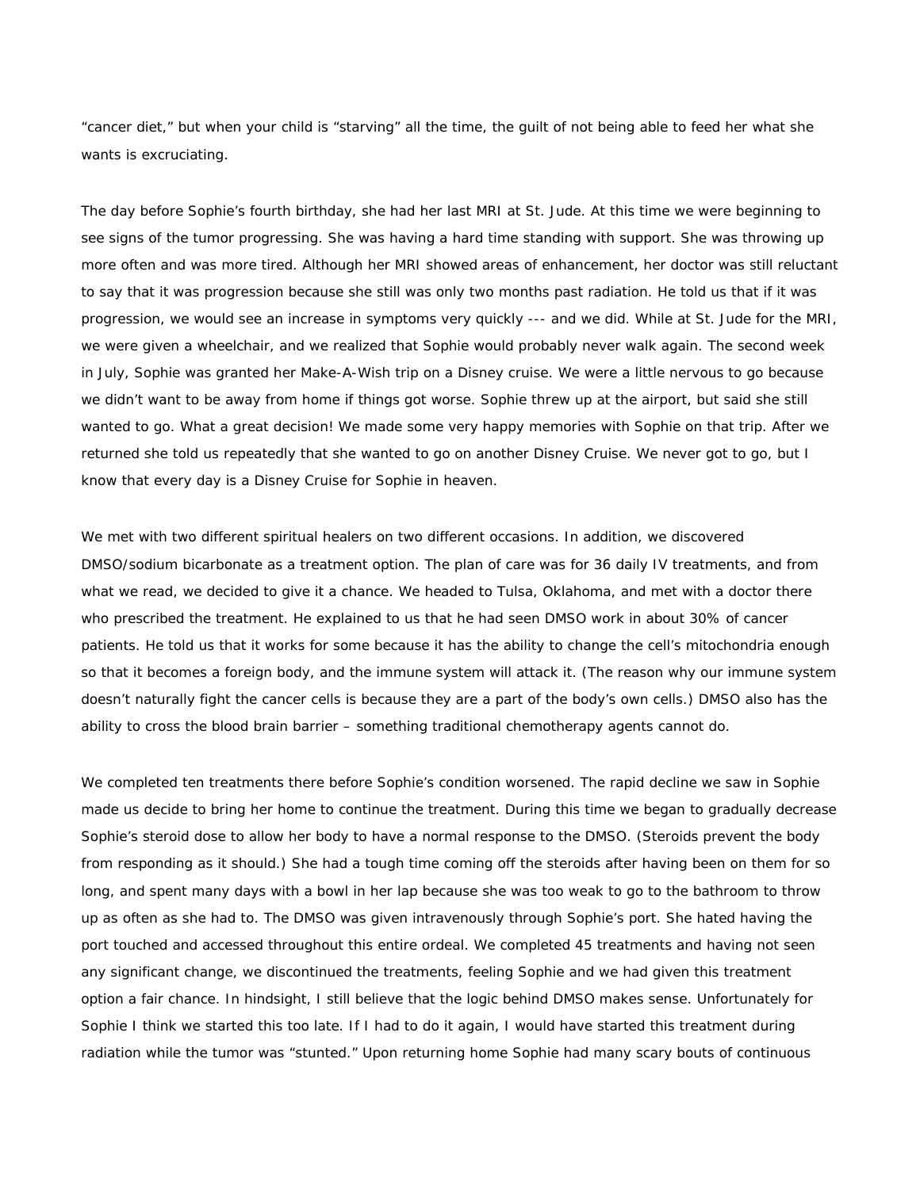"cancer diet," but when your child is "starving" all the time, the guilt of not being able to feed her what she wants is excruciating.

The day before Sophie's fourth birthday, she had her last MRI at St. Jude. At this time we were beginning to see signs of the tumor progressing. She was having a hard time standing with support. She was throwing up more often and was more tired. Although her MRI showed areas of enhancement, her doctor was still reluctant to say that it was progression because she still was only two months past radiation. He told us that if it was progression, we would see an increase in symptoms very quickly --- and we did. While at St. Jude for the MRI, we were given a wheelchair, and we realized that Sophie would probably never walk again. The second week in July, Sophie was granted her Make-A-Wish trip on a Disney cruise. We were a little nervous to go because we didn't want to be away from home if things got worse. Sophie threw up at the airport, but said she still wanted to go. What a great decision! We made some very happy memories with Sophie on that trip. After we returned she told us repeatedly that she wanted to go on another Disney Cruise. We never got to go, but I know that every day is a Disney Cruise for Sophie in heaven.

We met with two different spiritual healers on two different occasions. In addition, we discovered DMSO/sodium bicarbonate as a treatment option. The plan of care was for 36 daily IV treatments, and from what we read, we decided to give it a chance. We headed to Tulsa, Oklahoma, and met with a doctor there who prescribed the treatment. He explained to us that he had seen DMSO work in about 30% of cancer patients. He told us that it works for some because it has the ability to change the cell's mitochondria enough so that it becomes a foreign body, and the immune system will attack it. (The reason why our immune system doesn't naturally fight the cancer cells is because they are a part of the body's own cells.) DMSO also has the ability to cross the blood brain barrier – something traditional chemotherapy agents cannot do.

We completed ten treatments there before Sophie's condition worsened. The rapid decline we saw in Sophie made us decide to bring her home to continue the treatment. During this time we began to gradually decrease Sophie's steroid dose to allow her body to have a normal response to the DMSO. (Steroids prevent the body from responding as it should.) She had a tough time coming off the steroids after having been on them for so long, and spent many days with a bowl in her lap because she was too weak to go to the bathroom to throw up as often as she had to. The DMSO was given intravenously through Sophie's port. She hated having the port touched and accessed throughout this entire ordeal. We completed 45 treatments and having not seen any significant change, we discontinued the treatments, feeling Sophie and we had given this treatment option a fair chance. In hindsight, I still believe that the logic behind DMSO makes sense. Unfortunately for Sophie I think we started this too late. If I had to do it again, I would have started this treatment during radiation while the tumor was "stunted." Upon returning home Sophie had many scary bouts of continuous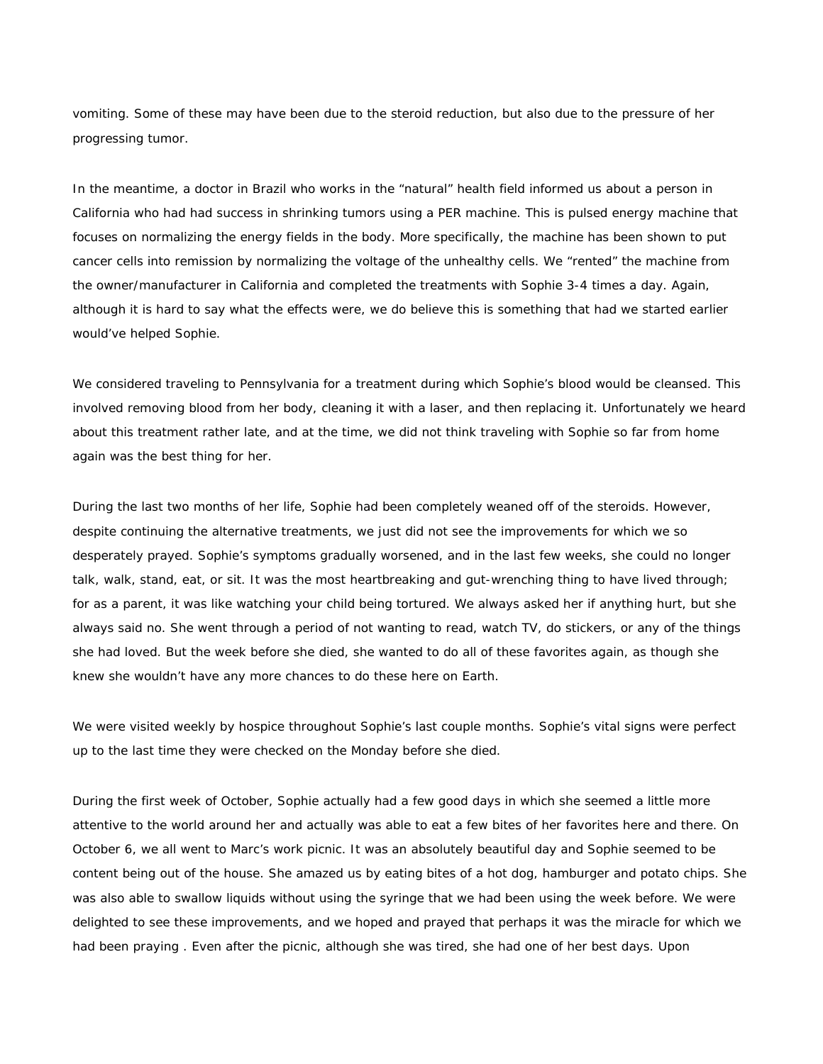vomiting. Some of these may have been due to the steroid reduction, but also due to the pressure of her progressing tumor.

In the meantime, a doctor in Brazil who works in the "natural" health field informed us about a person in California who had had success in shrinking tumors using a PER machine. This is pulsed energy machine that focuses on normalizing the energy fields in the body. More specifically, the machine has been shown to put cancer cells into remission by normalizing the voltage of the unhealthy cells. We "rented" the machine from the owner/manufacturer in California and completed the treatments with Sophie 3-4 times a day. Again, although it is hard to say what the effects were, we do believe this is something that had we started earlier would've helped Sophie.

We considered traveling to Pennsylvania for a treatment during which Sophie's blood would be cleansed. This involved removing blood from her body, cleaning it with a laser, and then replacing it. Unfortunately we heard about this treatment rather late, and at the time, we did not think traveling with Sophie so far from home again was the best thing for her.

During the last two months of her life, Sophie had been completely weaned off of the steroids. However, despite continuing the alternative treatments, we just did not see the improvements for which we so desperately prayed. Sophie's symptoms gradually worsened, and in the last few weeks, she could no longer talk, walk, stand, eat, or sit. It was the most heartbreaking and gut-wrenching thing to have lived through; for as a parent, it was like watching your child being tortured. We always asked her if anything hurt, but she always said no. She went through a period of not wanting to read, watch TV, do stickers, or any of the things she had loved. But the week before she died, she wanted to do all of these favorites again, as though she knew she wouldn't have any more chances to do these here on Earth.

We were visited weekly by hospice throughout Sophie's last couple months. Sophie's vital signs were perfect up to the last time they were checked on the Monday before she died.

During the first week of October, Sophie actually had a few good days in which she seemed a little more attentive to the world around her and actually was able to eat a few bites of her favorites here and there. On October 6, we all went to Marc's work picnic. It was an absolutely beautiful day and Sophie seemed to be content being out of the house. She amazed us by eating bites of a hot dog, hamburger and potato chips. She was also able to swallow liquids without using the syringe that we had been using the week before. We were delighted to see these improvements, and we hoped and prayed that perhaps it was the miracle for which we had been praying . Even after the picnic, although she was tired, she had one of her best days. Upon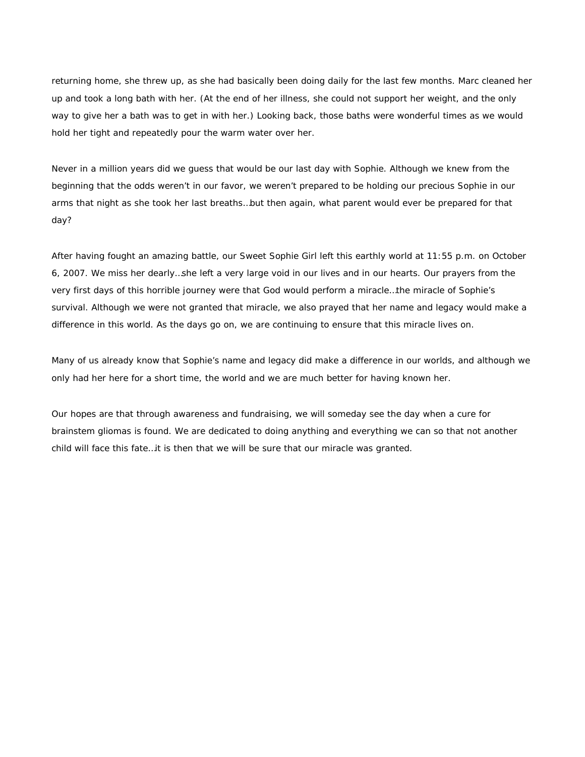returning home, she threw up, as she had basically been doing daily for the last few months. Marc cleaned her up and took a long bath with her. (At the end of her illness, she could not support her weight, and the only way to give her a bath was to get in with her.) Looking back, those baths were wonderful times as we would hold her tight and repeatedly pour the warm water over her.

Never in a million years did we guess that would be our last day with Sophie. Although we knew from the beginning that the odds weren't in our favor, we weren't prepared to be holding our precious Sophie in our arms that night as she took her last breaths…but then again, what parent would ever be prepared for that day?

After having fought an amazing battle, our Sweet Sophie Girl left this earthly world at 11:55 p.m. on October 6, 2007. We miss her dearly…she left a very large void in our lives and in our hearts. Our prayers from the very first days of this horrible journey were that God would perform a miracle…the miracle of Sophie's survival. Although we were not granted that miracle, we also prayed that her name and legacy would make a difference in this world. As the days go on, we are continuing to ensure that this miracle lives on.

Many of us already know that Sophie's name and legacy did make a difference in our worlds, and although we only had her here for a short time, the world and we are much better for having known her.

Our hopes are that through awareness and fundraising, we will someday see the day when a cure for brainstem gliomas is found. We are dedicated to doing anything and everything we can so that not another child will face this fate…it is then that we will be sure that our miracle was granted.